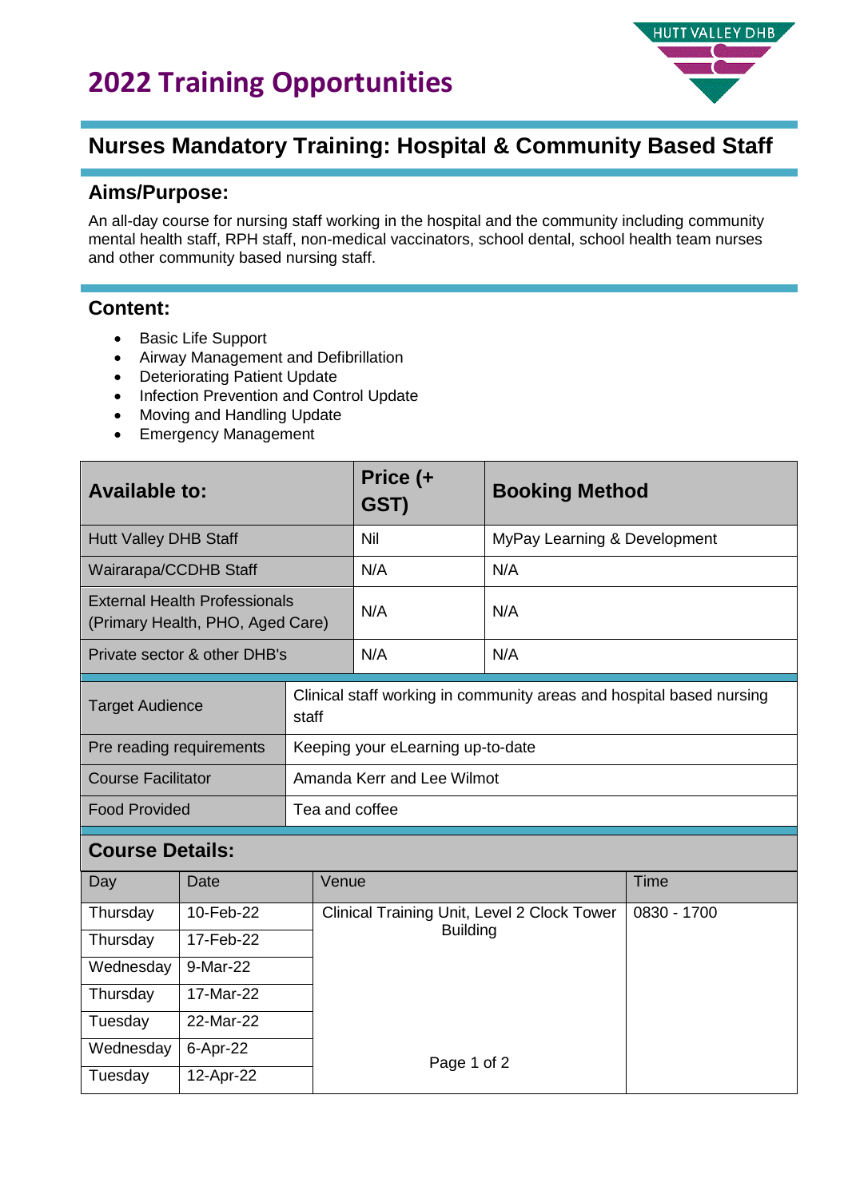# 2022 Training Opportunities

## Nurses Mandatory Training: Hospital & Community Based Staff

### Aims/Purpose:

An all-day course for nursing staff working in the hospital and the community including community mental health staff, RPH staff, non-medical vaccinators, school dental, school health team nurses and other community based nursing staff.

### Content:

- Basic Life Support
- Airway Management and Defibrillation
- Deteriorating Patient Update
- Infection Prevention and Control Update
- Moving and Handling Update
- Emergency Management

| Available to: | Price (+ GST) | Booking Method |
|---|---|---|
| Hutt Valley DHB Staff | Nil | MyPay Learning & Development |
| Wairarapa/CCDHB Staff | N/A | N/A |
| External Health Professionals (Primary Health, PHO, Aged Care) | N/A | N/A |
| Private sector & other DHB's | N/A | N/A |

| | |
|---|---|
| Target Audience | Clinical staff working in community areas and hospital based nursing staff |
| Pre reading requirements | Keeping your eLearning up-to-date |
| Course Facilitator | Amanda Kerr and Lee Wilmot |
| Food Provided | Tea and coffee |

### Course Details:

| Day | Date | Venue | Time |
|---|---|---|---|
| Thursday | 10-Feb-22 | Clinical Training Unit, Level 2 Clock Tower Building | 0830 - 1700 |
| Thursday | 17-Feb-22 | | |
| Wednesday | 9-Mar-22 | | |
| Thursday | 17-Mar-22 | | |
| Tuesday | 22-Mar-22 | | |
| Wednesday | 6-Apr-22 | | |
| Tuesday | 12-Apr-22 | | |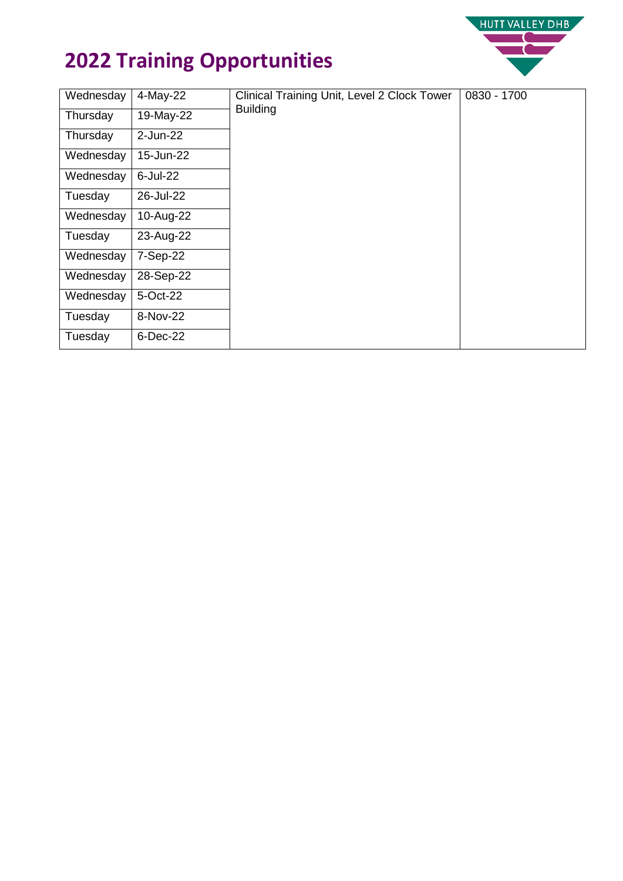# 2022 Training Opportunities

| | | | |
|---|---|---|---|
| Wednesday | 4-May-22 | Clinical Training Unit, Level 2 Clock Tower Building | 0830 - 1700 |
| Thursday | 19-May-22 | | |
| Thursday | 2-Jun-22 | | |
| Wednesday | 15-Jun-22 | | |
| Wednesday | 6-Jul-22 | | |
| Tuesday | 26-Jul-22 | | |
| Wednesday | 10-Aug-22 | | |
| Tuesday | 23-Aug-22 | | |
| Wednesday | 7-Sep-22 | | |
| Wednesday | 28-Sep-22 | | |
| Wednesday | 5-Oct-22 | | |
| Tuesday | 8-Nov-22 | | |
| Tuesday | 6-Dec-22 | | |